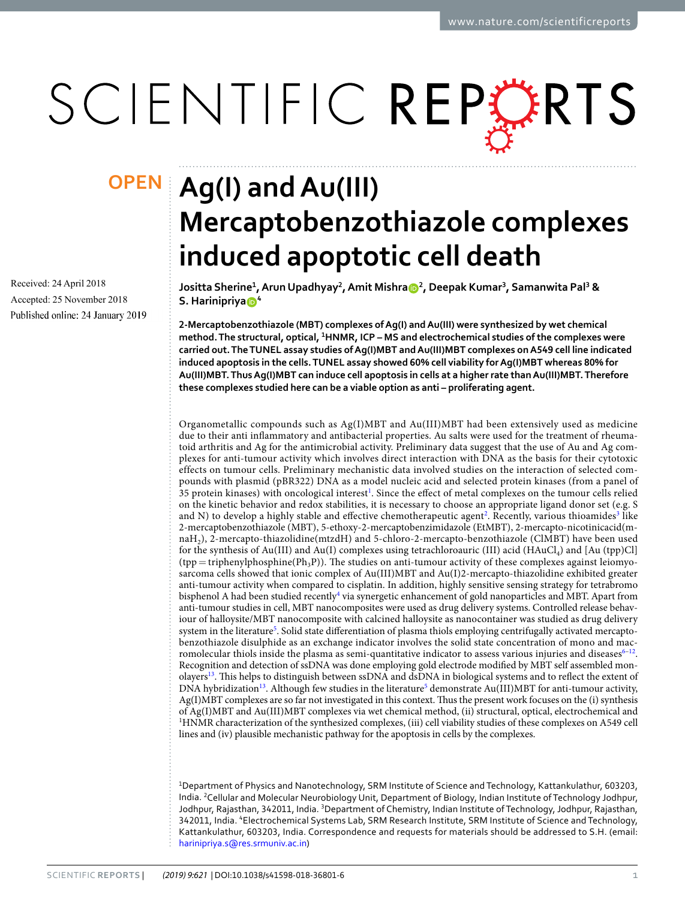OPEN

# Ag(I) and Au(III) Mercaptobenzothiazole complexes induced apoptotic cell death

Received: 24 April 2018

Accepted: 25 November 2018

Published online: 24 January 2019

Jositta Sherine[1], Arun Upadhyay[2], Amit Mishra[2], Deepak Kumar[3], Samanwita Pal[3] & S. Harinipriya[4]

**2-Mercaptobenzothiazole (MBT) complexes of Ag(I) and Au(III) were synthesized by wet chemical method. The structural, optical, $^{1}$HNMR, ICP – MS and electrochemical studies of the complexes were carried out. The TUNEL assay studies of Ag(I)MBT and Au(III)MBT complexes on A549 cell line indicated induced apoptosis in the cells. TUNEL assay showed 60% cell viability for Ag(I)MBT whereas 80% for Au(III)MBT. Thus Ag(I)MBT can induce cell apoptosis in cells at a higher rate than Au(III)MBT. Therefore these complexes studied here can be a viable option as anti – proliferating agent.**

Organometallic compounds such as Ag(I)MBT and Au(III)MBT had been extensively used as medicine due to their anti inflammatory and antibacterial properties. Au salts were used for the treatment of rheumatoid arthritis and Ag for the antimicrobial activity. Preliminary data suggest that the use of Au and Ag complexes for anti-tumour activity which involves direct interaction with DNA as the basis for their cytotoxic effects on tumour cells. Preliminary mechanistic data involved studies on the interaction of selected compounds with plasmid (pBR322) DNA as a model nucleic acid and selected protein kinases (from a panel of 35 protein kinases) with oncological interest[1]. Since the effect of metal complexes on the tumour cells relied on the kinetic behavior and redox stabilities, it is necessary to choose an appropriate ligand donor set (e.g. S and N) to develop a highly stable and effective chemotherapeutic agent[2]. Recently, various thioamides[3] like 2-mercaptobenzothiazole (MBT), 5-ethoxy-2-mercaptobenzimidazole (EtMBT), 2-mercapto-nicotinicacid(m-naH$_2$), 2-mercapto-thiazolidine(mtzdH) and 5-chloro-2-mercapto-benzothiazole (ClMBT) have been used for the synthesis of Au(III) and Au(I) complexes using tetrachloroauric (III) acid (HAuCl$_4$) and [Au (tpp)Cl] (tpp = triphenylphosphine(Ph$_3$P)). The studies on anti-tumour activity of these complexes against leiomyosarcoma cells showed that ionic complex of Au(III)MBT and Au(I)2-mercapto-thiazolidine exhibited greater anti-tumour activity when compared to cisplatin. In addition, highly sensitive sensing strategy for tetrabromo bisphenol A had been studied recently[4] via synergetic enhancement of gold nanoparticles and MBT. Apart from anti-tumour studies in cell, MBT nanocomposites were used as drug delivery systems. Controlled release behaviour of halloysite/MBT nanocomposite with calcined halloysite as nanocontainer was studied as drug delivery system in the literature[5]. Solid state differentiation of plasma thiols employing centrifugally activated mercaptobenzothiazole disulphide as an exchange indicator involves the solid state concentration of mono and macromolecular thiols inside the plasma as semi-quantitative indicator to assess various injuries and diseases[6–12]. Recognition and detection of ssDNA was done employing gold electrode modified by MBT self assembled monolayers[13]. This helps to distinguish between ssDNA and dsDNA in biological systems and to reflect the extent of DNA hybridization[13]. Although few studies in the literature[5] demonstrate Au(III)MBT for anti-tumour activity, Ag(I)MBT complexes are so far not investigated in this context. Thus the present work focuses on the (i) synthesis of Ag(I)MBT and Au(III)MBT complexes via wet chemical method, (ii) structural, optical, electrochemical and $^{1}$HNMR characterization of the synthesized complexes, (iii) cell viability studies of these complexes on A549 cell lines and (iv) plausible mechanistic pathway for the apoptosis in cells by the complexes.

[1]Department of Physics and Nanotechnology, SRM Institute of Science and Technology, Kattankulathur, 603203, India. [2]Cellular and Molecular Neurobiology Unit, Department of Biology, Indian Institute of Technology Jodhpur, Jodhpur, Rajasthan, 342011, India. [3]Department of Chemistry, Indian Institute of Technology, Jodhpur, Rajasthan, 342011, India. [4]Electrochemical Systems Lab, SRM Research Institute, SRM Institute of Science and Technology, Kattankulathur, 603203, India. Correspondence and requests for materials should be addressed to S.H. (email: harinipriya.s@res.srmuniv.ac.in)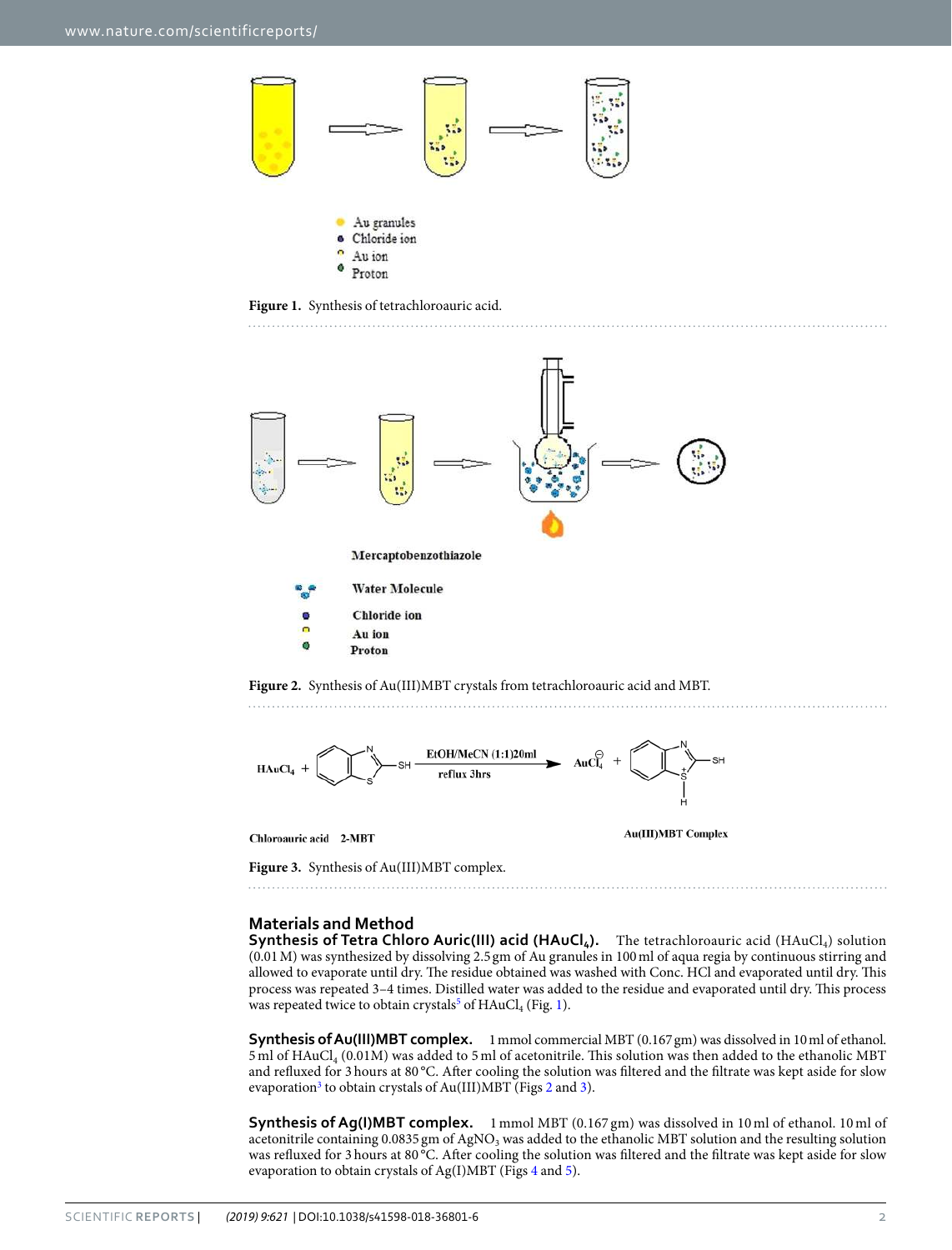Figure 1. Synthesis of tetrachloroauric acid.

Figure 2. Synthesis of Au(III)MBT crystals from tetrachloroauric acid and MBT.

Figure 3. Synthesis of Au(III)MBT complex.

## Materials and Method

**Synthesis of Tetra Chloro Auric(III) acid ($HAuCl_4$).** The tetrachloroauric acid ($HAuCl_4$) solution (0.01 M) was synthesized by dissolving 2.5 gm of Au granules in 100 ml of aqua regia by continuous stirring and allowed to evaporate until dry. The residue obtained was washed with Conc. HCl and evaporated until dry. This process was repeated 3–4 times. Distilled water was added to the residue and evaporated until dry. This process was repeated twice to obtain crystals[5] of $HAuCl_4$ (Fig. 1).

**Synthesis of Au(III)MBT complex.** 1 mmol commercial MBT (0.167 gm) was dissolved in 10 ml of ethanol. 5 ml of $HAuCl_4$ (0.01M) was added to 5 ml of acetonitrile. This solution was then added to the ethanolic MBT and refluxed for 3 hours at 80 °C. After cooling the solution was filtered and the filtrate was kept aside for slow evaporation[3] to obtain crystals of Au(III)MBT (Figs 2 and 3).

**Synthesis of Ag(I)MBT complex.** 1 mmol MBT (0.167 gm) was dissolved in 10 ml of ethanol. 10 ml of acetonitrile containing 0.0835 gm of $AgNO_3$ was added to the ethanolic MBT solution and the resulting solution was refluxed for 3 hours at 80 °C. After cooling the solution was filtered and the filtrate was kept aside for slow evaporation to obtain crystals of Ag(I)MBT (Figs 4 and 5).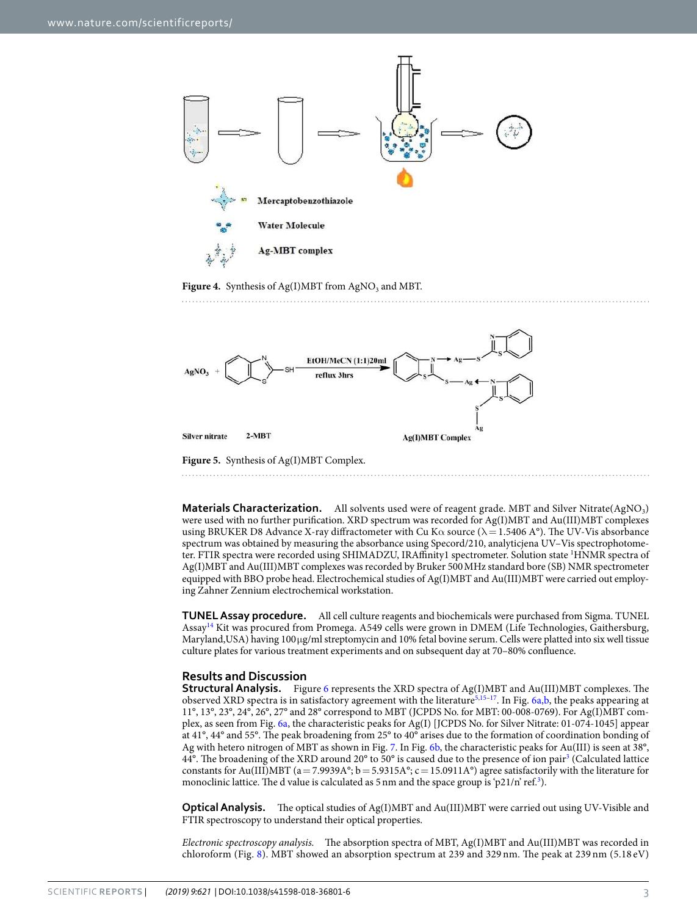Figure 4. Synthesis of Ag(I)MBT from $AgNO_3$ and MBT.

Figure 5. Synthesis of Ag(I)MBT Complex.

**Materials Characterization.** All solvents used were of reagent grade. MBT and Silver Nitrate($AgNO_3$) were used with no further purification. XRD spectrum was recorded for Ag(I)MBT and Au(III)MBT complexes using BRUKER D8 Advance X-ray diffractometer with Cu Kα source (λ = 1.5406 A°). The UV-Vis absorbance spectrum was obtained by measuring the absorbance using Specord/210, analyticjena UV–Vis spectrophotometer. FTIR spectra were recorded using SHIMADZU, IRAffinity1 spectrometer. Solution state $^1$HNMR spectra of Ag(I)MBT and Au(III)MBT complexes was recorded by Bruker 500 MHz standard bore (SB) NMR spectrometer equipped with BBO probe head. Electrochemical studies of Ag(I)MBT and Au(III)MBT were carried out employing Zahner Zennium electrochemical workstation.

**TUNEL Assay procedure.** All cell culture reagents and biochemicals were purchased from Sigma. TUNEL Assay[14] Kit was procured from Promega. A549 cells were grown in DMEM (Life Technologies, Gaithersburg, Maryland,USA) having 100 μg/ml streptomycin and 10% fetal bovine serum. Cells were platted into six well tissue culture plates for various treatment experiments and on subsequent day at 70–80% confluence.

## Results and Discussion

**Structural Analysis.** Figure 6 represents the XRD spectra of Ag(I)MBT and Au(III)MBT complexes. The observed XRD spectra is in satisfactory agreement with the literature[5,15–17]. In Fig. 6a,b, the peaks appearing at 11°, 13°, 23°, 24°, 26°, 27° and 28° correspond to MBT (JCPDS No. for MBT: 00-008-0769). For Ag(I)MBT complex, as seen from Fig. 6a, the characteristic peaks for Ag(I) [JCPDS No. for Silver Nitrate: 01-074-1045] appear at 41°, 44° and 55°. The peak broadening from 25° to 40° arises due to the formation of coordination bonding of Ag with hetero nitrogen of MBT as shown in Fig. 7. In Fig. 6b, the characteristic peaks for Au(III) is seen at 38°, 44°. The broadening of the XRD around 20° to 50° is caused due to the presence of ion pair[3] (Calculated lattice constants for Au(III)MBT (a = 7.9939A°; b = 5.9315A°; c = 15.0911A°) agree satisfactorily with the literature for monoclinic lattice. The d value is calculated as 5 nm and the space group is 'p21/n' ref.[3]).

**Optical Analysis.** The optical studies of Ag(I)MBT and Au(III)MBT were carried out using UV-Visible and FTIR spectroscopy to understand their optical properties.

*Electronic spectroscopy analysis.* The absorption spectra of MBT, Ag(I)MBT and Au(III)MBT was recorded in chloroform (Fig. 8). MBT showed an absorption spectrum at 239 and 329 nm. The peak at 239 nm (5.18 eV)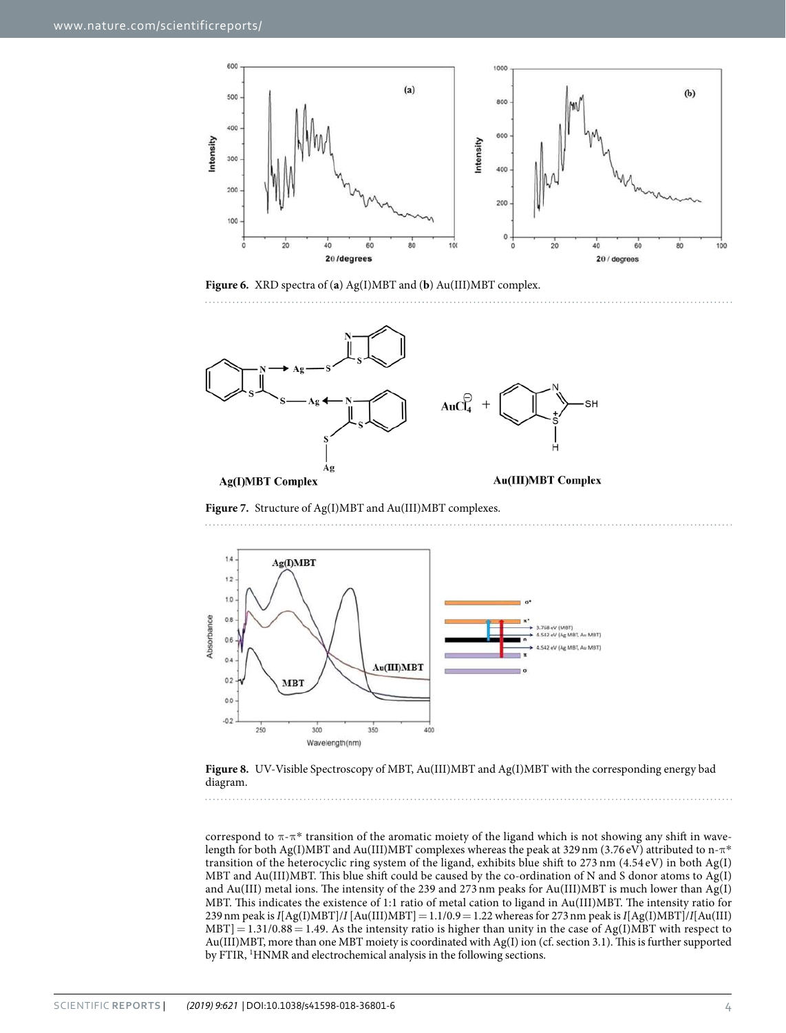**Figure 6.** XRD spectra of (**a**) Ag(I)MBT and (**b**) Au(III)MBT complex.

**Figure 7.** Structure of Ag(I)MBT and Au(III)MBT complexes.

**Figure 8.** UV-Visible Spectroscopy of MBT, Au(III)MBT and Ag(I)MBT with the corresponding energy bad diagram.

correspond to π-π* transition of the aromatic moiety of the ligand which is not showing any shift in wavelength for both Ag(I)MBT and Au(III)MBT complexes whereas the peak at 329 nm (3.76 eV) attributed to n-π* transition of the heterocyclic ring system of the ligand, exhibits blue shift to 273 nm (4.54 eV) in both Ag(I)MBT and Au(III)MBT. This blue shift could be caused by the co-ordination of N and S donor atoms to Ag(I) and Au(III) metal ions. The intensity of the 239 and 273 nm peaks for Au(III)MBT is much lower than Ag(I)MBT. This indicates the existence of 1:1 ratio of metal cation to ligand in Au(III)MBT. The intensity ratio for 239 nm peak is $I$[Ag(I)MBT]/$I$ [Au(III)MBT] = 1.1/0.9 = 1.22 whereas for 273 nm peak is $I$[Ag(I)MBT]/$I$[Au(III)MBT] = 1.31/0.88 = 1.49. As the intensity ratio is higher than unity in the case of Ag(I)MBT with respect to Au(III)MBT, more than one MBT moiety is coordinated with Ag(I) ion (cf. section 3.1). This is further supported by FTIR, $^{1}$HNMR and electrochemical analysis in the following sections.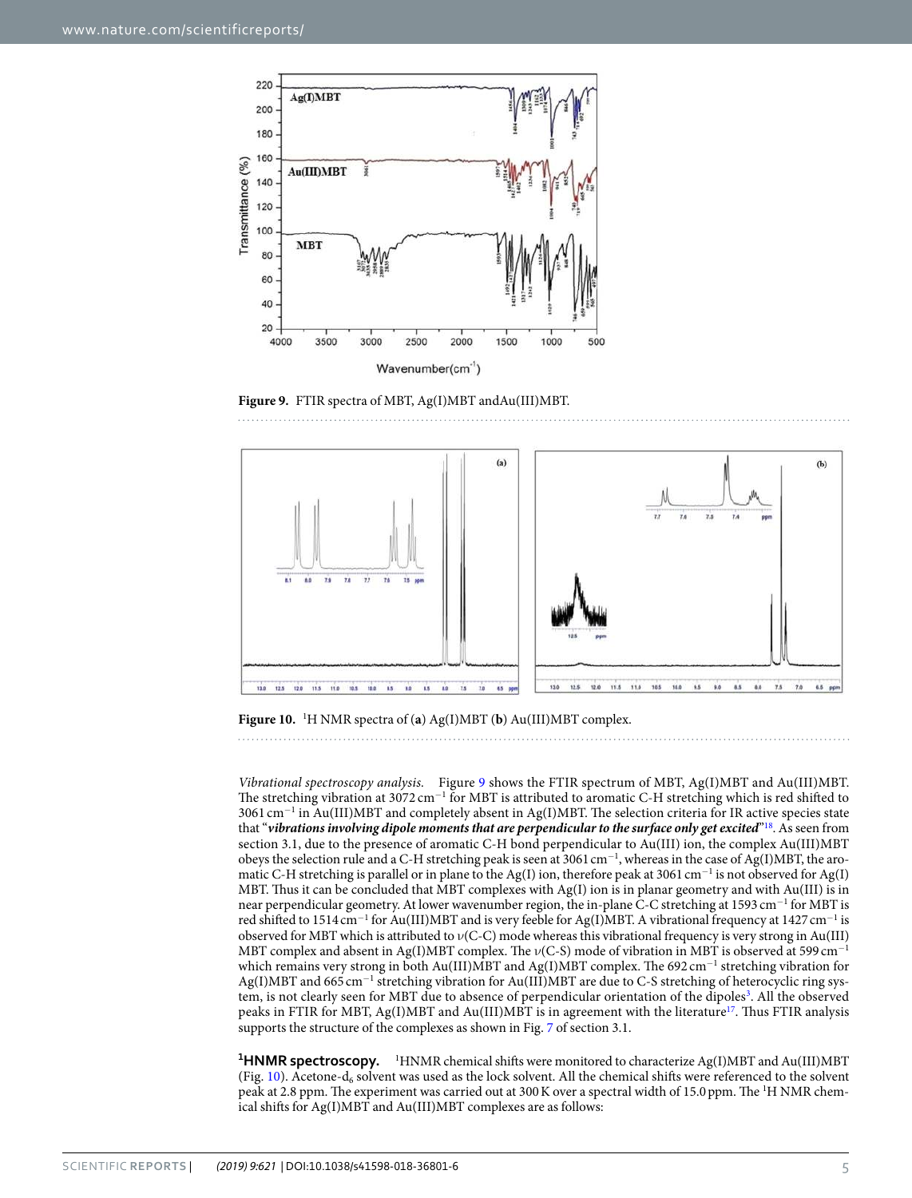**Figure 9.** FTIR spectra of MBT, Ag(I)MBT andAu(III)MBT.

**Figure 10.** $^1$H NMR spectra of (**a**) Ag(I)MBT (**b**) Au(III)MBT complex.

*Vibrational spectroscopy analysis.* Figure 9 shows the FTIR spectrum of MBT, Ag(I)MBT and Au(III)MBT. The stretching vibration at 3072 cm$^{-1}$ for MBT is attributed to aromatic C-H stretching which is red shifted to 3061 cm$^{-1}$ in Au(III)MBT and completely absent in Ag(I)MBT. The selection criteria for IR active species state that "***vibrations involving dipole moments that are perpendicular to the surface only get excited***"[18]. As seen from section 3.1, due to the presence of aromatic C-H bond perpendicular to Au(III) ion, the complex Au(III)MBT obeys the selection rule and a C-H stretching peak is seen at 3061 cm$^{-1}$, whereas in the case of Ag(I)MBT, the aromatic C-H stretching is parallel or in plane to the Ag(I) ion, therefore peak at 3061 cm$^{-1}$ is not observed for Ag(I) MBT. Thus it can be concluded that MBT complexes with Ag(I) ion is in planar geometry and with Au(III) is in near perpendicular geometry. At lower wavenumber region, the in-plane C-C stretching at 1593 cm$^{-1}$ for MBT is red shifted to 1514 cm$^{-1}$ for Au(III)MBT and is very feeble for Ag(I)MBT. A vibrational frequency at 1427 cm$^{-1}$ is observed for MBT which is attributed to $\nu$(C-C) mode whereas this vibrational frequency is very strong in Au(III) MBT complex and absent in Ag(I)MBT complex. The $\nu$(C-S) mode of vibration in MBT is observed at 599 cm$^{-1}$ which remains very strong in both Au(III)MBT and Ag(I)MBT complex. The 692 cm$^{-1}$ stretching vibration for Ag(I)MBT and 665 cm$^{-1}$ stretching vibration for Au(III)MBT are due to C-S stretching of heterocyclic ring system, is not clearly seen for MBT due to absence of perpendicular orientation of the dipoles[3]. All the observed peaks in FTIR for MBT, Ag(I)MBT and Au(III)MBT is in agreement with the literature[17]. Thus FTIR analysis supports the structure of the complexes as shown in Fig. 7 of section 3.1.

**$^1$HNMR spectroscopy.** $^1$HNMR chemical shifts were monitored to characterize Ag(I)MBT and Au(III)MBT (Fig. 10). Acetone-$d_6$ solvent was used as the lock solvent. All the chemical shifts were referenced to the solvent peak at 2.8 ppm. The experiment was carried out at 300 K over a spectral width of 15.0 ppm. The $^1$H NMR chemical shifts for Ag(I)MBT and Au(III)MBT complexes are as follows: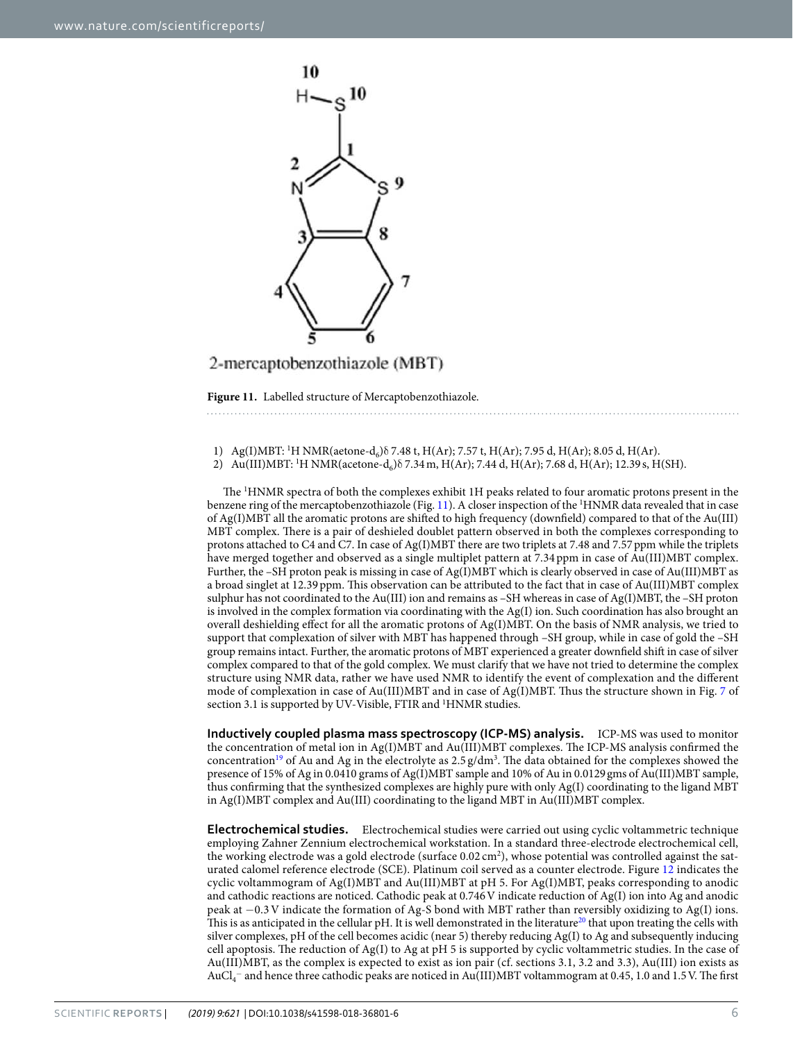Figure 11. Labelled structure of Mercaptobenzothiazole.

1) Ag(I)MBT: $^{1}$H NMR(aetone-d$_6$)δ 7.48 t, H(Ar); 7.57 t, H(Ar); 7.95 d, H(Ar); 8.05 d, H(Ar).
2) Au(III)MBT: $^{1}$H NMR(acetone-d$_6$)δ 7.34 m, H(Ar); 7.44 d, H(Ar); 7.68 d, H(Ar); 12.39 s, H(SH).

The $^{1}$HNMR spectra of both the complexes exhibit 1H peaks related to four aromatic protons present in the benzene ring of the mercaptobenzothiazole (Fig. 11). A closer inspection of the $^{1}$HNMR data revealed that in case of Ag(I)MBT all the aromatic protons are shifted to high frequency (downfield) compared to that of the Au(III) MBT complex. There is a pair of deshieled doublet pattern observed in both the complexes corresponding to protons attached to C4 and C7. In case of Ag(I)MBT there are two triplets at 7.48 and 7.57 ppm while the triplets have merged together and observed as a single multiplet pattern at 7.34 ppm in case of Au(III)MBT complex. Further, the –SH proton peak is missing in case of Ag(I)MBT which is clearly observed in case of Au(III)MBT as a broad singlet at 12.39 ppm. This observation can be attributed to the fact that in case of Au(III)MBT complex sulphur has not coordinated to the Au(III) ion and remains as –SH whereas in case of Ag(I)MBT, the –SH proton is involved in the complex formation via coordinating with the Ag(I) ion. Such coordination has also brought an overall deshielding effect for all the aromatic protons of Ag(I)MBT. On the basis of NMR analysis, we tried to support that complexation of silver with MBT has happened through –SH group, while in case of gold the –SH group remains intact. Further, the aromatic protons of MBT experienced a greater downfield shift in case of silver complex compared to that of the gold complex. We must clarify that we have not tried to determine the complex structure using NMR data, rather we have used NMR to identify the event of complexation and the different mode of complexation in case of Au(III)MBT and in case of Ag(I)MBT. Thus the structure shown in Fig. 7 of section 3.1 is supported by UV-Visible, FTIR and $^{1}$HNMR studies.

**Inductively coupled plasma mass spectroscopy (ICP-MS) analysis.** ICP-MS was used to monitor the concentration of metal ion in Ag(I)MBT and Au(III)MBT complexes. The ICP-MS analysis confirmed the concentration[19] of Au and Ag in the electrolyte as 2.5 g/dm$^3$. The data obtained for the complexes showed the presence of 15% of Ag in 0.0410 grams of Ag(I)MBT sample and 10% of Au in 0.0129 gms of Au(III)MBT sample, thus confirming that the synthesized complexes are highly pure with only Ag(I) coordinating to the ligand MBT in Ag(I)MBT complex and Au(III) coordinating to the ligand MBT in Au(III)MBT complex.

**Electrochemical studies.** Electrochemical studies were carried out using cyclic voltammetric technique employing Zahner Zennium electrochemical workstation. In a standard three-electrode electrochemical cell, the working electrode was a gold electrode (surface 0.02 cm$^2$), whose potential was controlled against the saturated calomel reference electrode (SCE). Platinum coil served as a counter electrode. Figure 12 indicates the cyclic voltammogram of Ag(I)MBT and Au(III)MBT at pH 5. For Ag(I)MBT, peaks corresponding to anodic and cathodic reactions are noticed. Cathodic peak at 0.746 V indicate reduction of Ag(I) into Ag and anodic peak at −0.3 V indicate the formation of Ag-S bond with MBT rather than reversibly oxidizing to Ag(I) ions. This is as anticipated in the cellular pH. It is well demonstrated in the literature[20] that upon treating the cells with silver complexes, pH of the cell becomes acidic (near 5) thereby reducing Ag(I) to Ag and subsequently inducing cell apoptosis. The reduction of Ag(I) to Ag at pH 5 is supported by cyclic voltammetric studies. In the case of Au(III)MBT, as the complex is expected to exist as ion pair (cf. sections 3.1, 3.2 and 3.3), Au(III) ion exists as $AuCl_4^-$ and hence three cathodic peaks are noticed in Au(III)MBT voltammogram at 0.45, 1.0 and 1.5 V. The first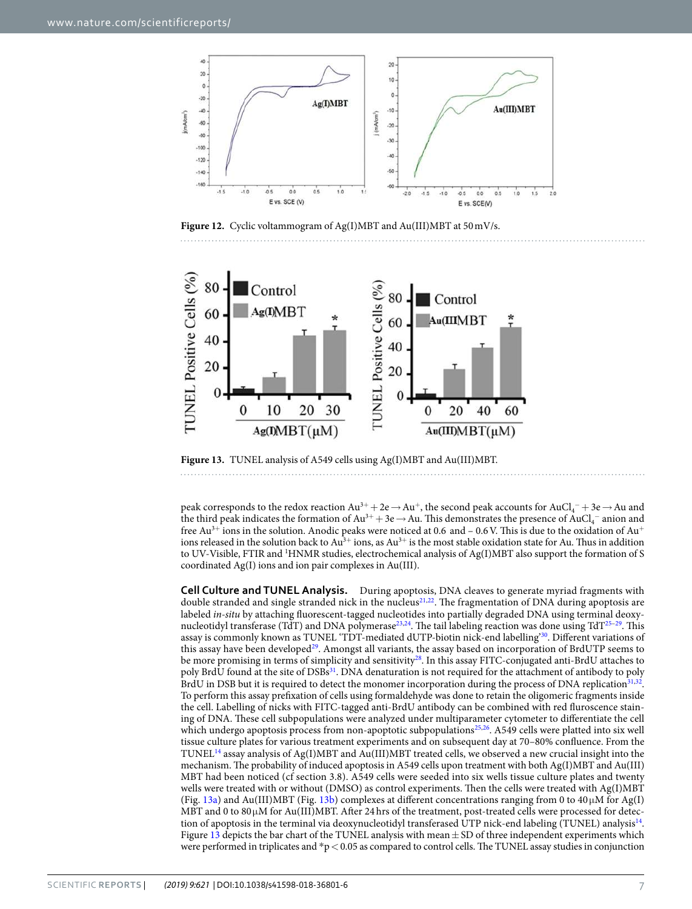Figure 12. Cyclic voltammogram of Ag(I)MBT and Au(III)MBT at 50 mV/s.

Figure 13. TUNEL analysis of A549 cells using Ag(I)MBT and Au(III)MBT.

peak corresponds to the redox reaction $Au^{3+} + 2e \rightarrow Au^{+}$, the second peak accounts for $AuCl_4^{-} + 3e \rightarrow Au$ and the third peak indicates the formation of $Au^{3+} + 3e \rightarrow Au$. This demonstrates the presence of $AuCl_4^{-}$ anion and free $Au^{3+}$ ions in the solution. Anodic peaks were noticed at 0.6 and – 0.6 V. This is due to the oxidation of $Au^{+}$ ions released in the solution back to $Au^{3+}$ ions, as $Au^{3+}$ is the most stable oxidation state for Au. Thus in addition to UV-Visible, FTIR and $^{1}$HNMR studies, electrochemical analysis of Ag(I)MBT also support the formation of S coordinated Ag(I) ions and ion pair complexes in Au(III).

**Cell Culture and TUNEL Analysis.** During apoptosis, DNA cleaves to generate myriad fragments with double stranded and single stranded nick in the nucleus[21,22]. The fragmentation of DNA during apoptosis are labeled *in-situ* by attaching fluorescent-tagged nucleotides into partially degraded DNA using terminal deoxynucleotidyl transferase (TdT) and DNA polymerase[23,24]. The tail labeling reaction was done using TdT'[25–29]. This assay is commonly known as TUNEL 'TDT-mediated dUTP-biotin nick-end labelling'[30]. Different variations of this assay have been developed[29]. Amongst all variants, the assay based on incorporation of BrdUTP seems to be more promising in terms of simplicity and sensitivity[28]. In this assay FITC-conjugated anti-BrdU attaches to poly BrdU found at the site of DSBs[31]. DNA denaturation is not required for the attachment of antibody to poly BrdU in DSB but it is required to detect the monomer incorporation during the process of DNA replication[31,32]. To perform this assay prefixation of cells using formaldehyde was done to retain the oligomeric fragments inside the cell. Labelling of nicks with FITC-tagged anti-BrdU antibody can be combined with red fluroscence staining of DNA. These cell subpopulations were analyzed under multiparameter cytometer to differentiate the cell which undergo apoptosis process from non-apoptotic subpopulations[25,26]. A549 cells were platted into six well tissue culture plates for various treatment experiments and on subsequent day at 70–80% confluence. From the TUNEL[14] assay analysis of Ag(I)MBT and Au(III)MBT treated cells, we observed a new crucial insight into the mechanism. The probability of induced apoptosis in A549 cells upon treatment with both Ag(I)MBT and Au(III) MBT had been noticed (cf section 3.8). A549 cells were seeded into six wells tissue culture plates and twenty wells were treated with or without (DMSO) as control experiments. Then the cells were treated with Ag(I)MBT (Fig. 13a) and Au(III)MBT (Fig. 13b) complexes at different concentrations ranging from 0 to 40 μM for Ag(I) MBT and 0 to 80 μM for Au(III)MBT. After 24 hrs of the treatment, post-treated cells were processed for detection of apoptosis in the terminal via deoxynucleotidyl transferased UTP nick-end labeling (TUNEL) analysis[14]. Figure 13 depicts the bar chart of the TUNEL analysis with mean ± SD of three independent experiments which were performed in triplicates and $*p < 0.05$ as compared to control cells. The TUNEL assay studies in conjunction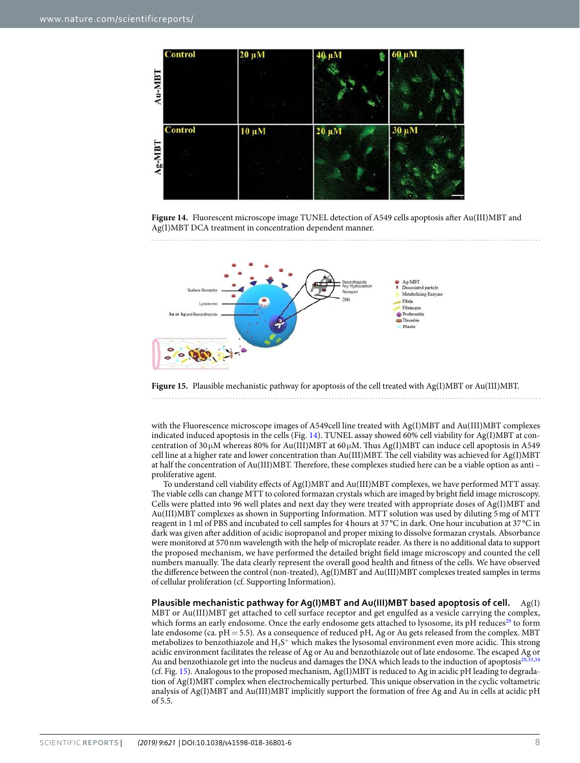Figure 14. Fluorescent microscope image TUNEL detection of A549 cells apoptosis after Au(III)MBT and Ag(I)MBT DCA treatment in concentration dependent manner.

Figure 15. Plausible mechanistic pathway for apoptosis of the cell treated with Ag(I)MBT or Au(III)MBT.

with the Fluorescence microscope images of A549cell line treated with Ag(I)MBT and Au(III)MBT complexes indicated induced apoptosis in the cells (Fig. 14). TUNEL assay showed 60% cell viability for Ag(I)MBT at concentration of 30 μM whereas 80% for Au(III)MBT at 60 μM. Thus Ag(I)MBT can induce cell apoptosis in A549 cell line at a higher rate and lower concentration than Au(III)MBT. The cell viability was achieved for Ag(I)MBT at half the concentration of Au(III)MBT. Therefore, these complexes studied here can be a viable option as anti – proliferative agent.

To understand cell viability effects of Ag(I)MBT and Au(III)MBT complexes, we have performed MTT assay. The viable cells can change MTT to colored formazan crystals which are imaged by bright field image microscopy. Cells were platted into 96 well plates and next day they were treated with appropriate doses of Ag(I)MBT and Au(III)MBT complexes as shown in Supporting Information. MTT solution was used by diluting 5 mg of MTT reagent in 1 ml of PBS and incubated to cell samples for 4 hours at 37 °C in dark. One hour incubation at 37 °C in dark was given after addition of acidic isopropanol and proper mixing to dissolve formazan crystals. Absorbance were monitored at 570 nm wavelength with the help of microplate reader. As there is no additional data to support the proposed mechanism, we have performed the detailed bright field image microscopy and counted the cell numbers manually. The data clearly represent the overall good health and fitness of the cells. We have observed the difference between the control (non-treated), Ag(I)MBT and Au(III)MBT complexes treated samples in terms of cellular proliferation (cf. Supporting Information).

**Plausible mechanistic pathway for Ag(I)MBT and Au(III)MBT based apoptosis of cell.** Ag(I) MBT or Au(III)MBT get attached to cell surface receptor and get engulfed as a vesicle carrying the complex, which forms an early endosome. Once the early endosome gets attached to lysosome, its pH reduces[20] to form late endosome (ca. pH = 5.5). As a consequence of reduced pH, Ag or Au gets released from the complex. MBT metabolizes to benzothiazole and $H_3S^+$ which makes the lysosomal environment even more acidic. This strong acidic environment facilitates the release of Ag or Au and benzothiazole out of late endosome. The escaped Ag or Au and benzothiazole get into the nucleus and damages the DNA which leads to the induction of apoptosis[20,33,34] (cf. Fig. 15). Analogous to the proposed mechanism, Ag(I)MBT is reduced to Ag in acidic pH leading to degradation of Ag(I)MBT complex when electrochemically perturbed. This unique observation in the cyclic voltametric analysis of Ag(I)MBT and Au(III)MBT implicitly support the formation of free Ag and Au in cells at acidic pH of 5.5.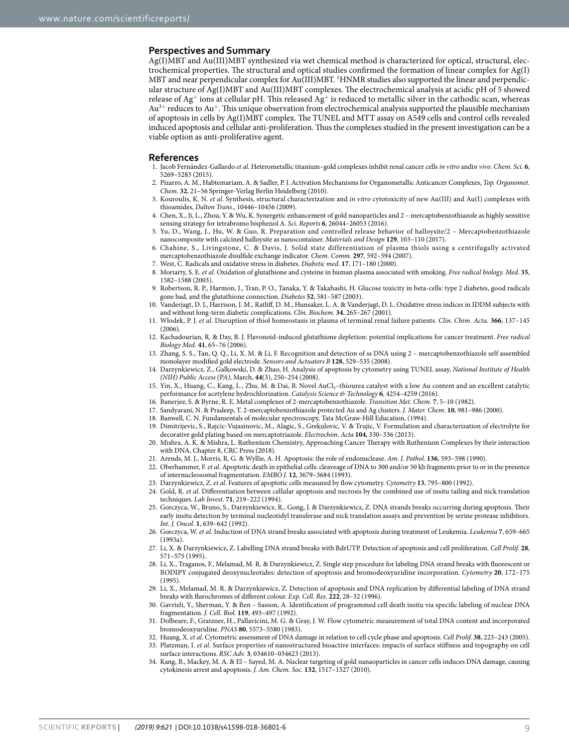## Perspectives and Summary

Ag(I)MBT and Au(III)MBT synthesized via wet chemical method is characterized for optical, structural, electrochemical properties. The structural and optical studies confirmed the formation of linear complex for Ag(I)MBT and near perpendicular complex for Au(III)MBT. $^1$HNMR studies also supported the linear and perpendicular structure of Ag(I)MBT and Au(III)MBT complexes. The electrochemical analysis at acidic pH of 5 showed release of $Ag^+$ ions at cellular pH. This released $Ag^+$ is reduced to metallic silver in the cathodic scan, whereas $Au^{3+}$ reduces to $Au^+$. This unique observation from electrochemical analysis supported the plausible mechanism of apoptosis in cells by Ag(I)MBT complex. The TUNEL and MTT assay on A549 cells and control cells revealed induced apoptosis and cellular anti-proliferation. Thus the complexes studied in the present investigation can be a viable option as anti-proliferative agent.

## References

1. Jacob Fernández-Gallardo *et al*. Heterometallic titanium–gold complexes inhibit renal cancer cells *in vitro* and*in vivo*. *Chem. Sci.* **6**, 5269–5283 (2015).
2. Pizarro, A. M., Habtemariam, A. & Sadler, P. J. Activation Mechanisms for Organometallic Anticancer Complexes, *Top. Organomet. Chem.* **32**, 21–56 Springer-Verlag Berlin Heidelberg (2010).
3. Kouroulis, K. N. *et al*. Synthesis, structural characterization and *in vitro* cytotoxicity of new Au(III) and Au(I) complexes with thioamides, *Dalton Trans*., 10446–10456 (2009).
4. Chen, X., Ji, L., Zhou, Y. & Wu, K. Synergetic enhancement of gold nanoparticles and 2 – mercaptobenzothiazole as highly sensitive sensing strategy for tetrabromo bisphenol A. *Sci. Reports* **6**, 26044–26053 (2016).
5. Yu, D., Wang, J., Hu, W. & Guo, R. Preparation and controlled release behavior of halloysite/2 – Mercaptobenzothiazole nanocomposite with calcined halloysite as nanocontainer. *Materials and Design* **129**, 103–110 (2017).
6. Chahine, S., Livingstone, C. & Davis, J. Solid state differentiation of plasma thiols using a centrifugally activated mercaptobenzothiazole disulfide exchange indicator. *Chem. Comm*. **297**, 592–594 (2007).
7. West, C. Radicals and oxidative stress in diabetes. *Diabetic med.* **17**, 171–180 (2000).
8. Moriarty, S. E. *et al*. Oxidation of glutathione and cysteine in human plasma associated with smoking. *Free radical biology. Med.* **35**, 1582–1588 (2003).
9. Robertson, R. P., Harmon, J., Tran, P. O., Tanaka, Y. & Takahashi, H. Glucose toxicity in beta-cells: type 2 diabetes, good radicals gone bad, and the glutathione connection. *Diabetes* **52**, 581–587 (2003).
10. Vanderjagt, D. J., Harrison, J. M., Ratliff, D. M., Hunsaker, L. A. & Vanderjagt, D. L. Oxidative stress indices in IDDM subjects with and without long-term diabetic complications. *Clin. Biochem.* **34**, 265–267 (2001).
11. Wlodek, P. J. *et al*. Disruption of thiol homeostasis in plasma of terminal renal failure patients. *Clin. Chim. Acta.* **366**, 137–145 (2006).
12. Kachadourian, R. & Day, B. J. Flavonoid-induced glutathione depletion: potential implications for cancer treatment. *Free radical Biology Med*. **41**, 65–76 (2006).
13. Zhang, S. S., Tan, Q. Q., Li, X. M. & Li, F. Recognition and detection of ss DNA using 2 – mercaptobenzothiazole self assembled monolayer modified gold electrode. *Sensors and Actuators B* **128**, 529–535 (2008).
14. Darzynkiewicz, Z., Galkowski, D. & Zhao, H. Analysis of apoptosis by cytometry using TUNEL assay, *National Institute of Health (NIH) Public Access (PA)*, March, **44**(3), 250–254 (2008).
15. Yin, X., Huang, C., Kang, L., Zhu, M. & Dai, B. Novel $AuCl_3$–thiourea catalyst with a low Au content and an excellent catalytic performance for acetylene hydrochlorination. *Catalysis Science & Technology* **6**, 4254–4259 (2016).
16. Banerjee, S. & Byrne, R. E. Metal complexes of 2-mercaptobenzothiazole. *Transition Met. Chem.* **7**, 5–10 (1982).
17. Sandyarani, N. & Pradeep, T. 2-mercaptobenzothiazole protected Au and Ag clusters. *J. Mater. Chem.* **10**, 981–986 (2000).
18. Banwell, C. N. Fundamentals of molecular spectroscopy, Tata McGraw-Hill Education, (1994).
19. Dimitrijevic, S., Rajcic-Vujasinovic, M., Alagic, S., Grekulovic, V. & Trujic, V. Formulation and characterization of electrolyte for decorative gold plating based on mercaptotriazole. *Electrochim. Acta* **104**, 330–336 (2013).
20. Mishra, A. K. & Mishra, L. Ruthenium Chemistry, Approaching Cancer Therapy with Ruthenium Complexes by their interaction with DNA, Chapter 8, CRC Press (2018).
21. Arends, M. J., Morris, R. G. & Wyllie, A. H. Apoptosis: the role of endonuclease. *Am. J. Pathol.* **136**, 593–598 (1990).
22. Oberhammer, F. *et al*. Apoptotic death in epithelial cells: cleaveage of DNA to 300 and/or 50 kb fragments prior to or in the presence of internucleosomal fragmentation. *EMBO J.* **12**, 3679–3684 (1993).
23. Darzynkiewicz, Z. *et al*. Features of apoptotic cells measured by flow cytometry. *Cytometry* **13**, 795–800 (1992).
24. Gold, R. *et al*. Differentiation between cellular apoptosis and necrosis by the combined use of insitu tailing and nick translation techniques. *Lab Invest.* **71**, 219–222 (1994).
25. Gorczyca, W., Bruno, S., Darzynkiewicz, R., Gong, J. & Darzynkiewicz, Z. DNA strands breaks occurring during apoptosis. Their early insitu detection by terminal nucleotidyl transferase and nick translation assays and prevention by serine protease inhibitors. *Int. J. Oncol.* **1**, 639–642 (1992).
26. Gorczyca, W. *et al*. Induction of DNA strand breaks associated with apoptosis during treatment of Leukemia. *Leukemia* **7**, 659–665 (1993a).
27. Li, X. & Darzynkiewicz, Z. Labelling DNA strand breaks with BdrUTP. Detection of apoptosis and cell proliferation. *Cell Prolif.* **28**, 571–575 (1995).
28. Li, X., Traganos, F., Melamad, M. R. & Darzynkiewicz, Z. Single step procedure for labeling DNA strand breaks with fluorescent or BODIPY conjugated deoxynucleotides: detection of apoptosis and bromodeoxyuridine incorporation. *Cytometry* **20**, 172–175 (1995).
29. Li, X., Melamad, M. R. & Darzynkiewicz, Z. Detection of apoptosis and DNA replication by differential labeling of DNA strand breaks with flurochromes of different colour. *Exp. Cell. Res.* **222**, 28–32 (1996).
30. Gavrieli, Y., Sherman, Y. & Ben – Sasson, A. Identification of programmed cell death insitu via specific labeling of nuclear DNA fragmentation. *J. Cell. Biol.* **119**, 493–497 (1992).
31. Dolbeare, F., Gratzner, H., Pallavicini, M. G. & Gray, J. W. Flow cytometric measurement of total DNA content and incorporated bromodeoxyuridine. *PNAS* **80**, 5573–5580 (1983).
32. Huang, X. *et al*. Cytometric assessment of DNA damage in relation to cell cycle phase and apoptosis. *Cell Prolif.* **38**, 223–243 (2005).
33. Platzman, I. *et al*. Surface properties of nanostructured bioactive interfaces: impacts of surface stiffness and topography on cell surface interactions. *RSC Adv.* **3**, 034610–034623 (2013).
34. Kang, B., Mackey, M. A. & El – Sayed, M. A. Nuclear targeting of gold nanaoparticles in cancer cells induces DNA damage, causing cytokinesis arrest and apoptosis. *J. Am. Chem. Soc.* **132**, 1517–1527 (2010).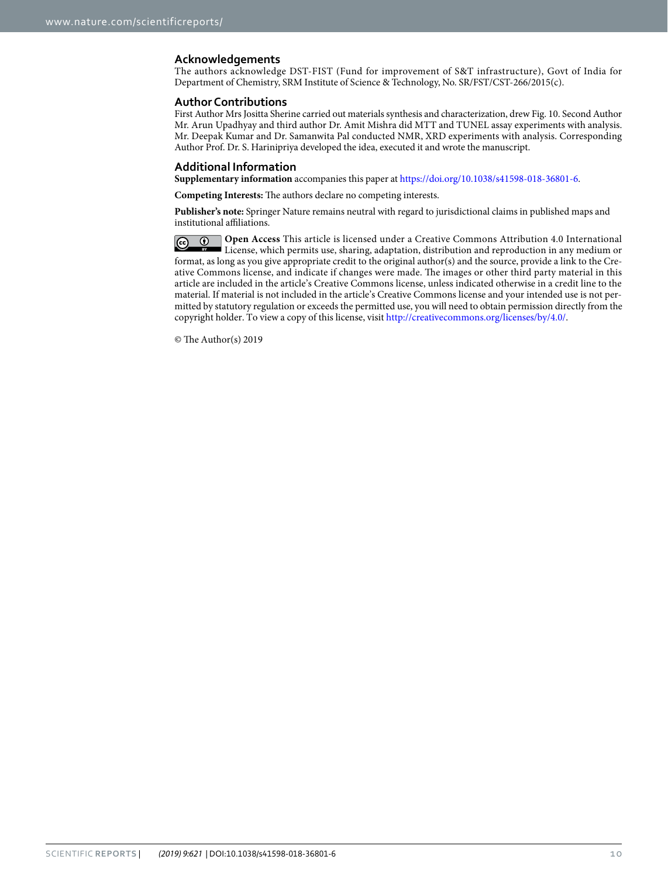## Acknowledgements

The authors acknowledge DST-FIST (Fund for improvement of S&T infrastructure), Govt of India for Department of Chemistry, SRM Institute of Science & Technology, No. SR/FST/CST-266/2015(c).

## Author Contributions

First Author Mrs Jositta Sherine carried out materials synthesis and characterization, drew Fig. 10. Second Author Mr. Arun Upadhyay and third author Dr. Amit Mishra did MTT and TUNEL assay experiments with analysis. Mr. Deepak Kumar and Dr. Samanwita Pal conducted NMR, XRD experiments with analysis. Corresponding Author Prof. Dr. S. Harinipriya developed the idea, executed it and wrote the manuscript.

## Additional Information

**Supplementary information** accompanies this paper at https://doi.org/10.1038/s41598-018-36801-6.

**Competing Interests:** The authors declare no competing interests.

**Publisher's note:** Springer Nature remains neutral with regard to jurisdictional claims in published maps and institutional affiliations.

**Open Access** This article is licensed under a Creative Commons Attribution 4.0 International License, which permits use, sharing, adaptation, distribution and reproduction in any medium or format, as long as you give appropriate credit to the original author(s) and the source, provide a link to the Creative Commons license, and indicate if changes were made. The images or other third party material in this article are included in the article's Creative Commons license, unless indicated otherwise in a credit line to the material. If material is not included in the article's Creative Commons license and your intended use is not permitted by statutory regulation or exceeds the permitted use, you will need to obtain permission directly from the copyright holder. To view a copy of this license, visit http://creativecommons.org/licenses/by/4.0/.

© The Author(s) 2019